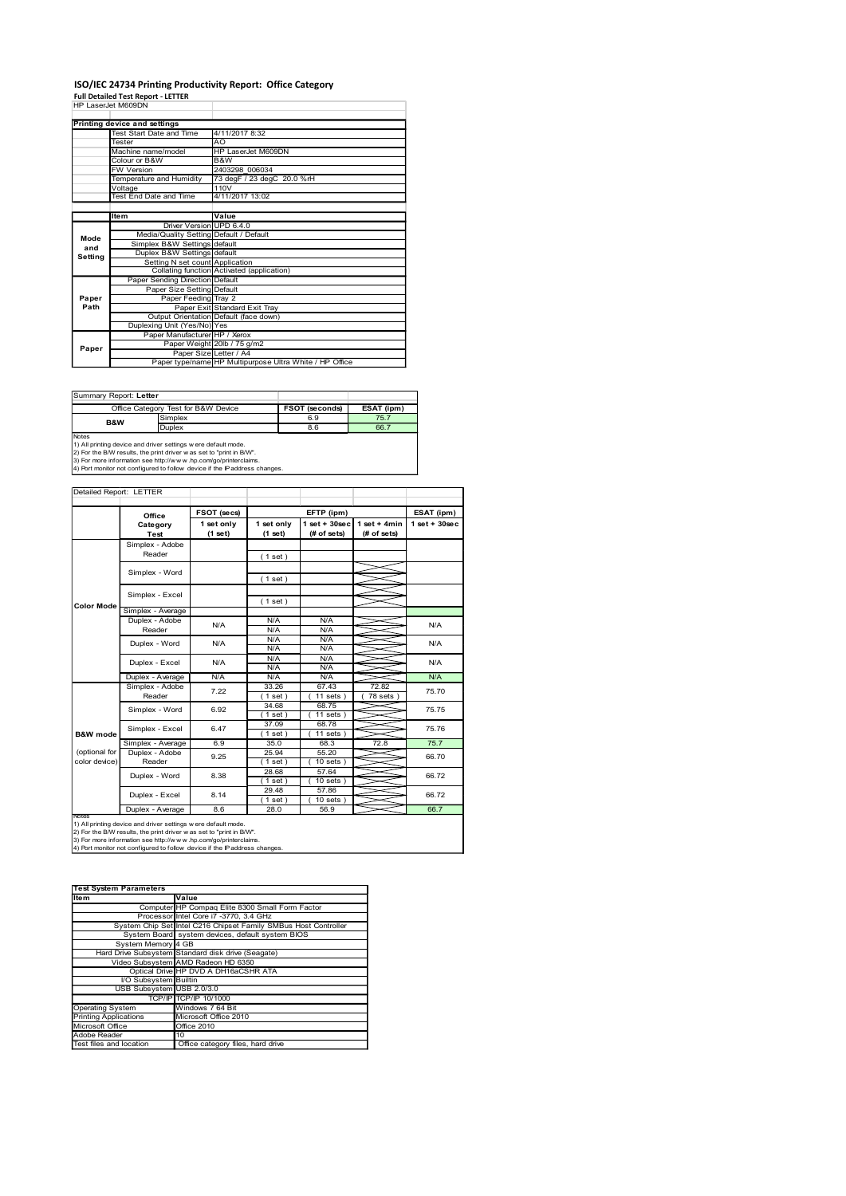# ISO/IEC 24734 Printing Productivity Report: Office Category

**Full Detailed Test Report - LETTER**

HP LaserJet M609DN

| | | |
|---|---|---|
| **Printing device and settings** | | |
| | Test Start Date and Time | 4/11/2017 8:32 |
| | Tester | AO |
| | Machine name/model | HP LaserJet M609DN |
| | Colour or B&W | B&W |
| | FW Version | 2403298_006034 |
| | Temperature and Humidity | 73 degF / 23 degC 20.0 %rH |
| | Voltage | 110V |
| | Test End Date and Time | 4/11/2017 13:02 |

| | Item | Value |
|---|---|---|
| Mode and Setting | Driver Version | UPD 6.4.0 |
| | Media/Quality Setting | Default / Default |
| | Simplex B&W Settings | default |
| | Duplex B&W Settings | default |
| | Setting N set count | Application |
| | Collating function | Activated (application) |
| Paper Path | Paper Sending Direction | Default |
| | Paper Size Setting | Default |
| | Paper Feeding | Tray 2 |
| | Paper Exit | Standard Exit Tray |
| | Output Orientation | Default (face down) |
| | Duplexing Unit (Yes/No) | Yes |
| Paper | Paper Manufacturer | HP / Xerox |
| | Paper Weight | 20lb / 75 g/m2 |
| | Paper Size | Letter / A4 |
| | Paper type/name | HP Multipurpose Ultra White / HP Office |

Summary Report: **Letter**

| Office Category Test for B&W Device | | FSOT (seconds) | ESAT (ipm) |
|---|---|---|---|
| B&W | Simplex | 6.9 | 75.7 |
| | Duplex | 8.6 | 66.7 |

Notes
1) All printing device and driver settings were default mode.
2) For the B/W results, the print driver was set to "print in B/W".
3) For more information see http://www.hp.com/go/printerclaims.
4) Port monitor not configured to follow device if the IP address changes.

Detailed Report: LETTER

| | Office Category Test | FSOT (secs) 1 set only (1 set) | EFTP (ipm) 1 set only (1 set) | EFTP (ipm) 1 set + 30sec (# of sets) | EFTP (ipm) 1 set + 4min (# of sets) | ESAT (ipm) 1 set + 30sec |
|---|---|---|---|---|---|---|
| Color Mode | Simplex - Adobe Reader | | ( 1 set ) | | | |
| | Simplex - Word | | ( 1 set ) | | | |
| | Simplex - Excel | | ( 1 set ) | | | |
| | Simplex - Average | | | | | |
| | Duplex - Adobe Reader | N/A | N/A N/A | N/A N/A | | N/A |
| | Duplex - Word | N/A | N/A N/A | N/A N/A | | N/A |
| | Duplex - Excel | N/A | N/A N/A | N/A N/A | | N/A |
| | Duplex - Average | N/A | N/A | N/A | | N/A |
| B&W mode (optional for color device) | Simplex - Adobe Reader | 7.22 | 33.26 ( 1 set ) | 67.43 ( 11 sets ) | 72.82 ( 78 sets ) | 75.70 |
| | Simplex - Word | 6.92 | 34.68 ( 1 set ) | 68.75 ( 11 sets ) | | 75.75 |
| | Simplex - Excel | 6.47 | 37.09 ( 1 set ) | 68.78 ( 11 sets ) | | 75.76 |
| | Simplex - Average | 6.9 | 35.0 | 68.3 | 72.8 | 75.7 |
| | Duplex - Adobe Reader | 9.25 | 25.94 ( 1 set ) | 55.20 ( 10 sets ) | | 66.70 |
| | Duplex - Word | 8.38 | 28.68 ( 1 set ) | 57.64 ( 10 sets ) | | 66.72 |
| | Duplex - Excel | 8.14 | 29.48 ( 1 set ) | 57.86 ( 10 sets ) | | 66.72 |
| | Duplex - Average | 8.6 | 28.0 | 56.9 | | 66.7 |

Notes
1) All printing device and driver settings were default mode.
2) For the B/W results, the print driver was set to "print in B/W".
3) For more information see http://www.hp.com/go/printerclaims.
4) Port monitor not configured to follow device if the IP address changes.

| Test System Parameters | |
|---|---|
| **Item** | **Value** |
| Computer | HP Compaq Elite 8300 Small Form Factor |
| Processor | Intel Core i7 -3770, 3.4 GHz |
| System Chip Set | Intel C216 Chipset Family SMBus Host Controller |
| System Board | system devices, default system BIOS |
| System Memory | 4 GB |
| Hard Drive Subsystem | Standard disk drive (Seagate) |
| Video Subsystem | AMD Radeon HD 6350 |
| Optical Drive | HP DVD A DH16aCSHR ATA |
| I/O Subsystem | Builtin |
| USB Subsystem | USB 2.0/3.0 |
| TCP/IP | TCP/IP 10/1000 |
| Operating System | Windows 7 64 Bit |
| Printing Applications | Microsoft Office 2010 |
| Microsoft Office | Office 2010 |
| Adobe Reader | 10 |
| Test files and location | Office category files, hard drive |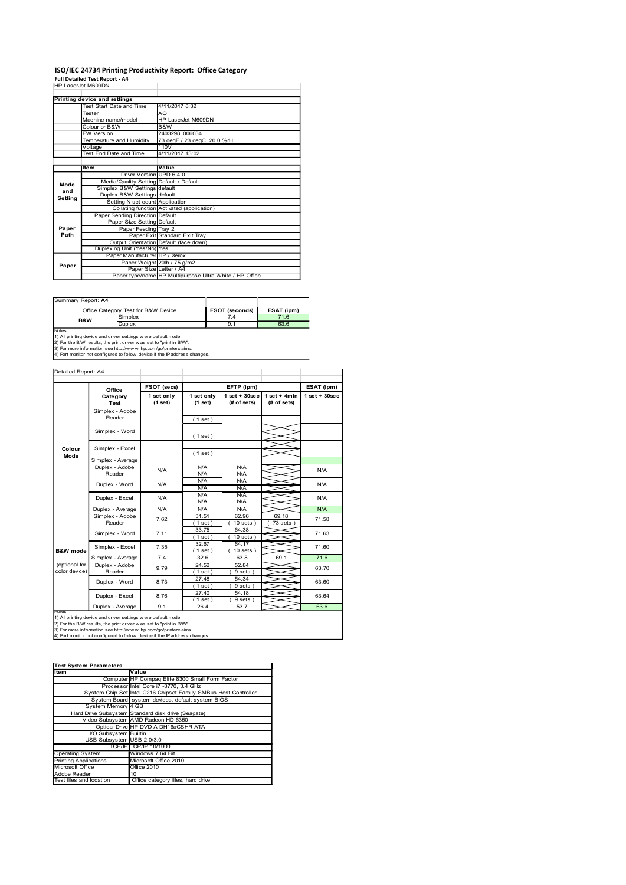# ISO/IEC 24734 Printing Productivity Report: Office Category

**Full Detailed Test Report - A4**

HP LaserJet M609DN

| | Printing device and settings | |
|---|---|---|
| | Test Start Date and Time | 4/11/2017 8:32 |
| | Tester | AO |
| | Machine name/model | HP LaserJet M609DN |
| | Colour or B&W | B&W |
| | FW Version | 2403298_006034 |
| | Temperature and Humidity | 73 degF / 23 degC 20.0 %rH |
| | Voltage | 110V |
| | Test End Date and Time | 4/11/2017 13:02 |
| | **Item** | **Value** |
| Mode and Setting | Driver Version | UPD 6.4.0 |
| | Media/Quality Setting | Default / Default |
| | Simplex B&W Settings | default |
| | Duplex B&W Settings | default |
| | Setting N set count | Application |
| | Collating function | Activated (application) |
| Paper Path | Paper Sending Direction | Default |
| | Paper Size Setting | Default |
| | Paper Feeding | Tray 2 |
| | Paper Exit | Standard Exit Tray |
| | Output Orientation | Default (face down) |
| | Duplexing Unit (Yes/No) | Yes |
| Paper | Paper Manufacturer | HP / Xerox |
| | Paper Weight | 20lb / 75 g/m2 |
| | Paper Size | Letter / A4 |
| | Paper type/name | HP Multipurpose Ultra White / HP Office |

Summary Report: **A4**

| Office Category Test for B&W Device | | FSOT (seconds) | ESAT (ipm) |
|---|---|---|---|
| B&W | Simplex | 7.4 | 71.6 |
| | Duplex | 9.1 | 63.6 |

Notes
1) All printing device and driver settings were default mode.
2) For the B/W results, the print driver was set to "print in B/W".
3) For more information see http://www.hp.com/go/printerclaims.
4) Port monitor not configured to follow device if the IP address changes.

Detailed Report: A4

| | Office Category Test | FSOT (secs) | EFTP (ipm) | | | ESAT (ipm) |
|---|---|---|---|---|---|---|
| | | 1 set only (1 set) | 1 set only (1 set) | 1 set + 30sec (# of sets) | 1 set + 4min (# of sets) | 1 set + 30sec |
| Colour Mode | Simplex - Adobe Reader | | ( 1 set ) | | | |
| | Simplex - Word | | ( 1 set ) | | | |
| | Simplex - Excel | | ( 1 set ) | | | |
| | Simplex - Average | | | | | |
| | Duplex - Adobe Reader | N/A | N/A<br>N/A | N/A<br>N/A | | N/A |
| | Duplex - Word | N/A | N/A<br>N/A | N/A<br>N/A | | N/A |
| | Duplex - Excel | N/A | N/A<br>N/A | N/A<br>N/A | | N/A |
| | Duplex - Average | N/A | N/A | N/A | | N/A |
| B&W mode (optional for color device) | Simplex - Adobe Reader | 7.62 | 31.51<br>( 1 set ) | 62.96<br>( 10 sets ) | 69.18<br>( 73 sets ) | 71.58 |
| | Simplex - Word | 7.11 | 33.75<br>( 1 set ) | 64.38<br>( 10 sets ) | | 71.63 |
| | Simplex - Excel | 7.35 | 32.67<br>( 1 set ) | 64.17<br>( 10 sets ) | | 71.60 |
| | Simplex - Average | 7.4 | 32.6 | 63.8 | 69.1 | 71.6 |
| | Duplex - Adobe Reader | 9.79 | 24.52<br>( 1 set ) | 52.84<br>( 9 sets ) | | 63.70 |
| | Duplex - Word | 8.73 | 27.48<br>( 1 set ) | 54.34<br>( 9 sets ) | | 63.60 |
| | Duplex - Excel | 8.76 | 27.40<br>( 1 set ) | 54.18<br>( 9 sets ) | | 63.64 |
| | Duplex - Average | 9.1 | 26.4 | 53.7 | | 63.6 |

Notes
1) All printing device and driver settings were default mode.
2) For the B/W results, the print driver was set to "print in B/W".
3) For more information see http://www.hp.com/go/printerclaims.
4) Port monitor not configured to follow device if the IP address changes.

| Test System Parameters | |
|---|---|
| **Item** | **Value** |
| Computer | HP Compaq Elite 8300 Small Form Factor |
| Processor | Intel Core i7 -3770, 3.4 GHz |
| System Chip Set | Intel C216 Chipset Family SMBus Host Controller |
| System Board | system devices, default system BIOS |
| System Memory | 4 GB |
| Hard Drive Subsystem | Standard disk drive (Seagate) |
| Video Subsystem | AMD Radeon HD 6350 |
| Optical Drive | HP DVD A DH16aCSHR ATA |
| I/O Subsystem | Builtin |
| USB Subsystem | USB 2.0/3.0 |
| TCP/IP | TCP/IP 10/1000 |
| Operating System | Windows 7 64 Bit |
| Printing Applications | Microsoft Office 2010 |
| Microsoft Office | Office 2010 |
| Adobe Reader | 10 |
| Test files and location | Office category files, hard drive |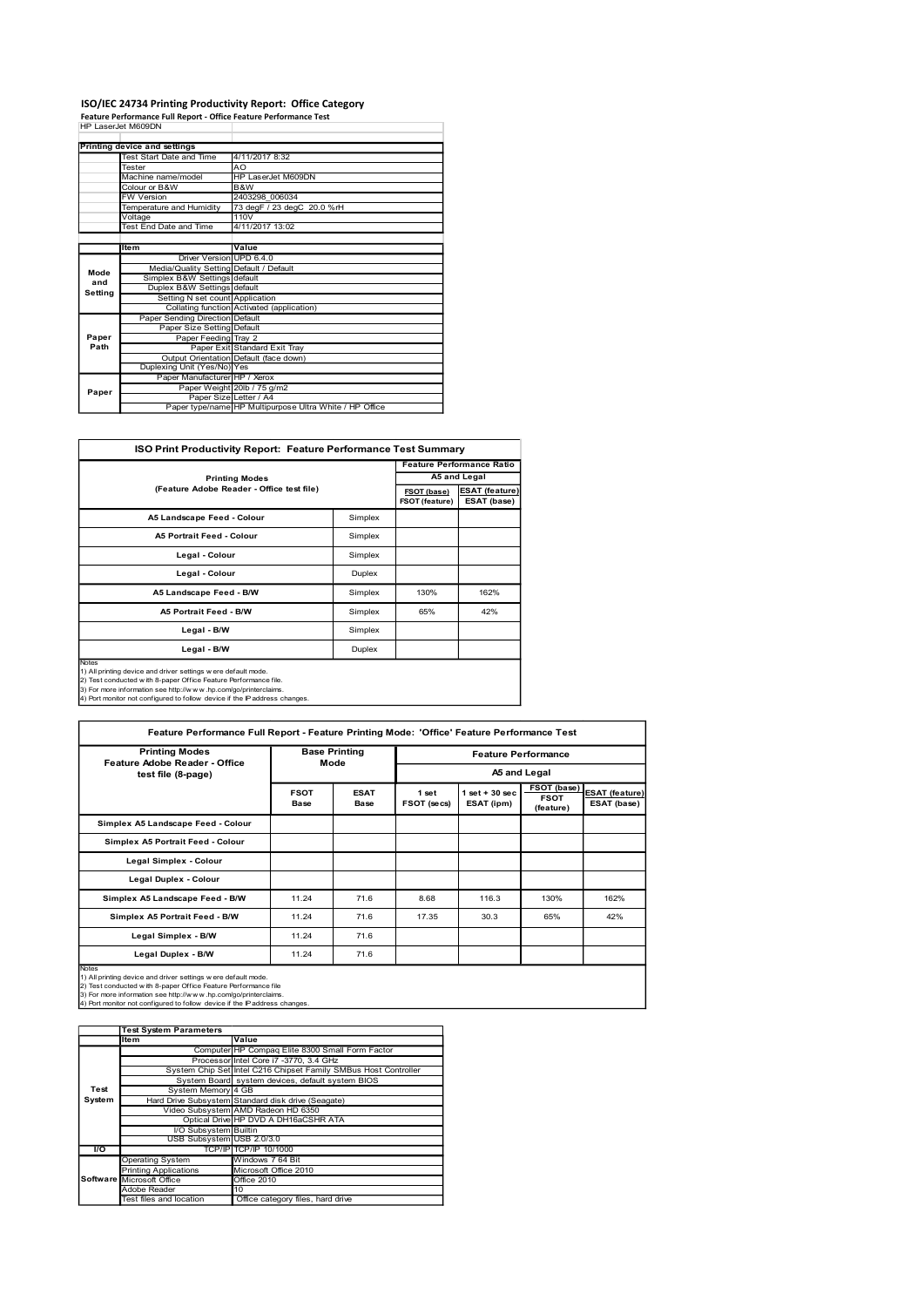# ISO/IEC 24734 Printing Productivity Report: Office Category

**Feature Performance Full Report - Office Feature Performance Test**

HP LaserJet M609DN

| | Printing device and settings | |
|---|---|---|
| | Test Start Date and Time | 4/11/2017 8:32 |
| | Tester | AO |
| | Machine name/model | HP LaserJet M609DN |
| | Colour or B&W | B&W |
| | FW Version | 2403298_006034 |
| | Temperature and Humidity | 73 degF / 23 degC 20.0 %rH |
| | Voltage | 110V |
| | Test End Date and Time | 4/11/2017 13:02 |

| | Item | Value |
|---|---|---|
| Mode and Setting | Driver Version | UPD 6.4.0 |
| | Media/Quality Setting | Default / Default |
| | Simplex B&W Settings | default |
| | Duplex B&W Settings | default |
| | Setting N set count | Application |
| | Collating function | Activated (application) |
| Paper Path | Paper Sending Direction | Default |
| | Paper Size Setting | Default |
| | Paper Feeding | Tray 2 |
| | Paper Exit | Standard Exit Tray |
| | Output Orientation | Default (face down) |
| | Duplexing Unit (Yes/No) | Yes |
| Paper | Paper Manufacturer | HP / Xerox |
| | Paper Weight | 20lb / 75 g/m2 |
| | Paper Size | Letter / A4 |
| | Paper type/name | HP Multipurpose Ultra White / HP Office |

## ISO Print Productivity Report: Feature Performance Test Summary

| Printing Modes (Feature Adobe Reader - Office test file) | | Feature Performance Ratio A5 and Legal | |
|---|---|---|---|
| | | FSOT (base) / FSOT (feature) | ESAT (feature) / ESAT (base) |
| A5 Landscape Feed - Colour | Simplex | | |
| A5 Portrait Feed - Colour | Simplex | | |
| Legal - Colour | Simplex | | |
| Legal - Colour | Duplex | | |
| A5 Landscape Feed - B/W | Simplex | 130% | 162% |
| A5 Portrait Feed - B/W | Simplex | 65% | 42% |
| Legal - B/W | Simplex | | |
| Legal - B/W | Duplex | | |

Notes
1) All printing device and driver settings were default mode.
2) Test conducted with 8-paper Office Feature Performance file.
3) For more information see http://www.hp.com/go/printerclaims.
4) Port monitor not configured to follow device if the IP address changes.

## Feature Performance Full Report - Feature Printing Mode: 'Office' Feature Performance Test

| Printing Modes Feature Adobe Reader - Office test file (8-page) | Base Printing Mode | | Feature Performance A5 and Legal | | | |
|---|---|---|---|---|---|---|
| | FSOT Base | ESAT Base | 1 set FSOT (secs) | 1 set + 30 sec ESAT (ipm) | FSOT (base) / FSOT (feature) | ESAT (feature) / ESAT (base) |
| Simplex A5 Landscape Feed - Colour | | | | | | |
| Simplex A5 Portrait Feed - Colour | | | | | | |
| Legal Simplex - Colour | | | | | | |
| Legal Duplex - Colour | | | | | | |
| Simplex A5 Landscape Feed - B/W | 11.24 | 71.6 | 8.68 | 116.3 | 130% | 162% |
| Simplex A5 Portrait Feed - B/W | 11.24 | 71.6 | 17.35 | 30.3 | 65% | 42% |
| Legal Simplex - B/W | 11.24 | 71.6 | | | | |
| Legal Duplex - B/W | 11.24 | 71.6 | | | | |

Notes
1) All printing device and driver settings were default mode.
2) Test conducted with 8-paper Office Feature Performance file
3) For more information see http://www.hp.com/go/printerclaims.
4) Port monitor not configured to follow device if the IP address changes.

| | Test System Parameters | |
|---|---|---|
| | Item | Value |
| Test System | Computer | HP Compaq Elite 8300 Small Form Factor |
| | Processor | Intel Core i7 -3770, 3.4 GHz |
| | System Chip Set | Intel C216 Chipset Family SMBus Host Controller |
| | System Board | system devices, default system BIOS |
| | System Memory | 4 GB |
| | Hard Drive Subsystem | Standard disk drive (Seagate) |
| | Video Subsystem | AMD Radeon HD 6350 |
| | Optical Drive | HP DVD A DH16aCSHR ATA |
| | I/O Subsystem | Builtin |
| | USB Subsystem | USB 2.0/3.0 |
| I/O | TCP/IP | TCP/IP 10/1000 |
| Software | Operating System | Windows 7 64 Bit |
| | Printing Applications | Microsoft Office 2010 |
| | Microsoft Office | Office 2010 |
| | Adobe Reader | 10 |
| | Test files and location | Office category files, hard drive |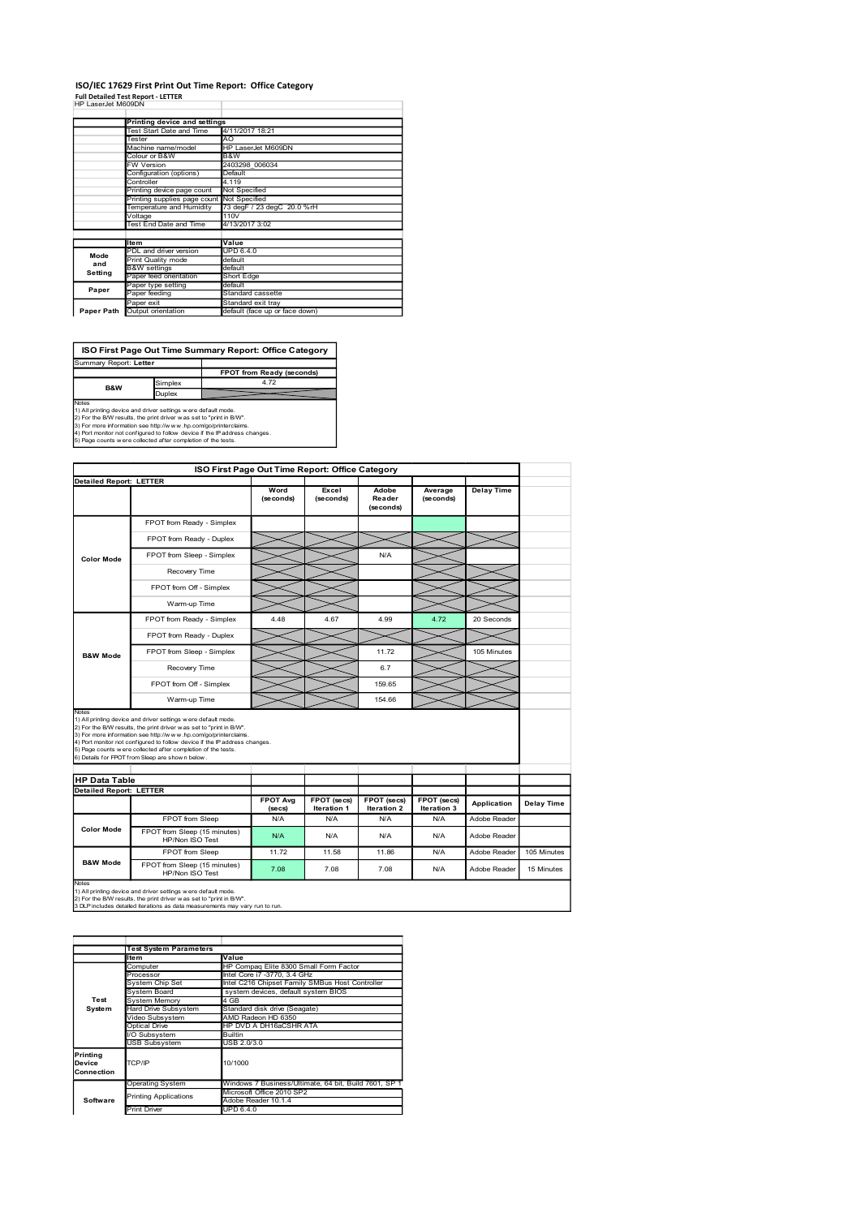# ISO/IEC 17629 First Print Out Time Report: Office Category

**Full Detailed Test Report - LETTER**

HP LaserJet M609DN

| | Printing device and settings | |
|---|---|---|
| | Test Start Date and Time | 4/11/2017 18:21 |
| | Tester | AO |
| | Machine name/model | HP LaserJet M609DN |
| | Colour or B&W | B&W |
| | FW Version | 2403298_006034 |
| | Configuration (options) | Default |
| | Controller | 4.119 |
| | Printing device page count | Not Specified |
| | Printing supplies page count | Not Specified |
| | Temperature and Humidity | 73 degF / 23 degC 20.0 %rH |
| | Voltage | 110V |
| | Test End Date and Time | 4/13/2017 3:02 |

| | Item | Value |
|---|---|---|
| Mode and Setting | PDL and driver version | UPD 6.4.0 |
| | Print Quality mode | default |
| | B&W settings | default |
| | Paper feed orientation | Short Edge |
| Paper | Paper type setting | default |
| | Paper feeding | Standard cassette |
| | Paper exit | Standard exit tray |
| Paper Path | Output orientation | default (face up or face down) |

## ISO First Page Out Time Summary Report: Office Category

| Summary Report: Letter | | |
|---|---|---|
| | | FPOT from Ready (seconds) |
| B&W | Simplex | 4.72 |
| | Duplex | |

Notes
1) All printing device and driver settings were default mode.
2) For the B/W results, the print driver was set to "print in B/W".
3) For more information see http://www.hp.com/go/printerclaims.
4) Port monitor not configured to follow device if the IP address changes.
5) Page counts were collected after completion of the tests.

## ISO First Page Out Time Report: Office Category

| Detailed Report: LETTER | | Word (seconds) | Excel (seconds) | Adobe Reader (seconds) | Average (seconds) | Delay Time |
|---|---|---|---|---|---|---|
| Color Mode | FPOT from Ready - Simplex | | | | | |
| | FPOT from Ready - Duplex | | | | | |
| | FPOT from Sleep - Simplex | | | N/A | | |
| | Recovery Time | | | | | |
| | FPOT from Off - Simplex | | | | | |
| | Warm-up Time | | | | | |
| B&W Mode | FPOT from Ready - Simplex | 4.48 | 4.67 | 4.99 | 4.72 | 20 Seconds |
| | FPOT from Ready - Duplex | | | | | |
| | FPOT from Sleep - Simplex | | | 11.72 | | 105 Minutes |
| | Recovery Time | | | 6.7 | | |
| | FPOT from Off - Simplex | | | 159.65 | | |
| | Warm-up Time | | | 154.66 | | |

Notes
1) All printing device and driver settings were default mode.
2) For the B/W results, the print driver was set to "print in B/W".
3) For more information see http://www.hp.com/go/printerclaims.
4) Port monitor not configured to follow device if the IP address changes.
5) Page counts were collected after completion of the tests.
6) Details for FPOT from Sleep are shown below.

## HP Data Table

| Detailed Report: LETTER | | FPOT Avg (secs) | FPOT (secs) Iteration 1 | FPOT (secs) Iteration 2 | FPOT (secs) Iteration 3 | Application | Delay Time |
|---|---|---|---|---|---|---|---|
| Color Mode | FPOT from Sleep | N/A | N/A | N/A | N/A | Adobe Reader | |
| | FPOT from Sleep (15 minutes) HP/Non ISO Test | N/A | N/A | N/A | N/A | Adobe Reader | |
| B&W Mode | FPOT from Sleep | 11.72 | 11.58 | 11.86 | N/A | Adobe Reader | 105 Minutes |
| | FPOT from Sleep (15 minutes) HP/Non ISO Test | 7.08 | 7.08 | 7.08 | N/A | Adobe Reader | 15 Minutes |

Notes
1) All printing device and driver settings were default mode.
2) For the B/W results, the print driver was set to "print in B/W".
3 DLP includes detailed iterations as data measurements may vary run to run.

| | Test System Parameters | |
|---|---|---|
| | Item | Value |
| Test System | Computer | HP Compaq Elite 8300 Small Form Factor |
| | Processor | Intel Core i7 -3770, 3.4 GHz |
| | System Chip Set | Intel C216 Chipset Family SMBus Host Controller |
| | System Board | system devices, default system BIOS |
| | System Memory | 4 GB |
| | Hard Drive Subsystem | Standard disk drive (Seagate) |
| | Video Subsystem | AMD Radeon HD 6350 |
| | Optical Drive | HP DVD A DH16aCSHR ATA |
| | I/O Subsystem | Builtin |
| | USB Subsystem | USB 2.0/3.0 |
| Printing Device Connection | TCP/IP | 10/1000 |
| Software | Operating System | Windows 7 Business/Ultimate, 64 bit, Build 7601, SP 1 |
| | Printing Applications | Microsoft Office 2010 SP2 |
| | | Adobe Reader 10.1.4 |
| | Print Driver | UPD 6.4.0 |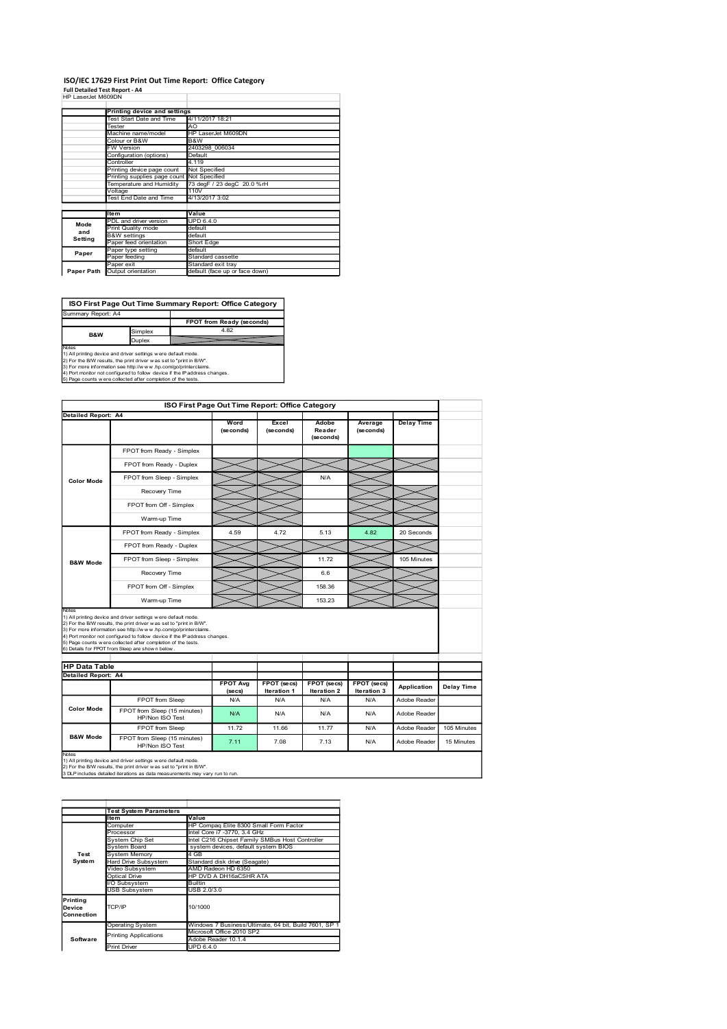# ISO/IEC 17629 First Print Out Time Report: Office Category

**Full Detailed Test Report - A4**

HP LaserJet M609DN

| | | |
|---|---|---|
| | **Printing device and settings** | |
| | Test Start Date and Time | 4/11/2017 18:21 |
| | Tester | AO |
| | Machine name/model | HP LaserJet M609DN |
| | Colour or B&W | B&W |
| | FW Version | 2403298_006034 |
| | Configuration (options) | Default |
| | Controller | 4.119 |
| | Printing device page count | Not Specified |
| | Printing supplies page count | Not Specified |
| | Temperature and Humidity | 73 degF / 23 degC 20.0 %rH |
| | Voltage | 110V |
| | Test End Date and Time | 4/13/2017 3:02 |
| | | |
| | **Item** | **Value** |
| Mode and Setting | PDL and driver version | UPD 6.4.0 |
| | Print Quality mode | default |
| | B&W settings | default |
| | Paper feed orientation | Short Edge |
| Paper | Paper type setting | default |
| | Paper feeding | Standard cassette |
| | Paper exit | Standard exit tray |
| Paper Path | Output orientation | default (face up or face down) |

**ISO First Page Out Time Summary Report: Office Category**

| Summary Report: A4 | | |
|---|---|---|
| | | **FPOT from Ready (seconds)** |
| B&W | Simplex | 4.82 |
| | Duplex | |

Notes
1) All printing device and driver settings were default mode.
2) For the B/W results, the print driver was set to "print in B/W".
3) For more information see http://www.hp.com/go/printerclaims.
4) Port monitor not configured to follow device if the IP address changes.
5) Page counts were collected after completion of the tests.

**ISO First Page Out Time Report: Office Category**

| Detailed Report: A4 | | Word (seconds) | Excel (seconds) | Adobe Reader (seconds) | Average (seconds) | Delay Time |
|---|---|---|---|---|---|---|
| Color Mode | FPOT from Ready - Simplex | | | | | |
| | FPOT from Ready - Duplex | | | | | |
| | FPOT from Sleep - Simplex | | | N/A | | |
| | Recovery Time | | | | | |
| | FPOT from Off - Simplex | | | | | |
| | Warm-up Time | | | | | |
| B&W Mode | FPOT from Ready - Simplex | 4.59 | 4.72 | 5.13 | 4.82 | 20 Seconds |
| | FPOT from Ready - Duplex | | | | | |
| | FPOT from Sleep - Simplex | | | 11.72 | | 105 Minutes |
| | Recovery Time | | | 6.6 | | |
| | FPOT from Off - Simplex | | | 158.36 | | |
| | Warm-up Time | | | 153.23 | | |

Notes
1) All printing device and driver settings were default mode.
2) For the B/W results, the print driver was set to "print in B/W".
3) For more information see http://www.hp.com/go/printerclaims.
4) Port monitor not configured to follow device if the IP address changes.
5) Page counts were collected after completion of the tests.
6) Details for FPOT from Sleep are shown below.

**HP Data Table**

| Detailed Report: A4 | | FPOT Avg (secs) | FPOT (secs) Iteration 1 | FPOT (secs) Iteration 2 | FPOT (secs) Iteration 3 | Application | Delay Time |
|---|---|---|---|---|---|---|---|
| Color Mode | FPOT from Sleep | N/A | N/A | N/A | N/A | Adobe Reader | |
| | FPOT from Sleep (15 minutes) HP/Non ISO Test | N/A | N/A | N/A | N/A | Adobe Reader | |
| B&W Mode | FPOT from Sleep | 11.72 | 11.66 | 11.77 | N/A | Adobe Reader | 105 Minutes |
| | FPOT from Sleep (15 minutes) HP/Non ISO Test | 7.11 | 7.08 | 7.13 | N/A | Adobe Reader | 15 Minutes |

Notes
1) All printing device and driver settings were default mode.
2) For the B/W results, the print driver was set to "print in B/W".
3 DLP includes detailed iterations as data measurements may vary run to run.

| | | |
|---|---|---|
| | **Test System Parameters** | |
| | **Item** | **Value** |
| Test System | Computer | HP Compaq Elite 8300 Small Form Factor |
| | Processor | Intel Core i7 -3770, 3.4 GHz |
| | System Chip Set | Intel C216 Chipset Family SMBus Host Controller |
| | System Board | system devices, default system BIOS |
| | System Memory | 4 GB |
| | Hard Drive Subsystem | Standard disk drive (Seagate) |
| | Video Subsystem | AMD Radeon HD 6350 |
| | Optical Drive | HP DVD A DH16aCSHR ATA |
| | I/O Subsystem | Builtin |
| | USB Subsystem | USB 2.0/3.0 |
| Printing Device Connection | TCP/IP | 10/1000 |
| Software | Operating System | Windows 7 Business/Ultimate, 64 bit, Build 7601, SP 1 |
| | Printing Applications | Microsoft Office 2010 SP2 |
| | | Adobe Reader 10.1.4 |
| | Print Driver | UPD 6.4.0 |